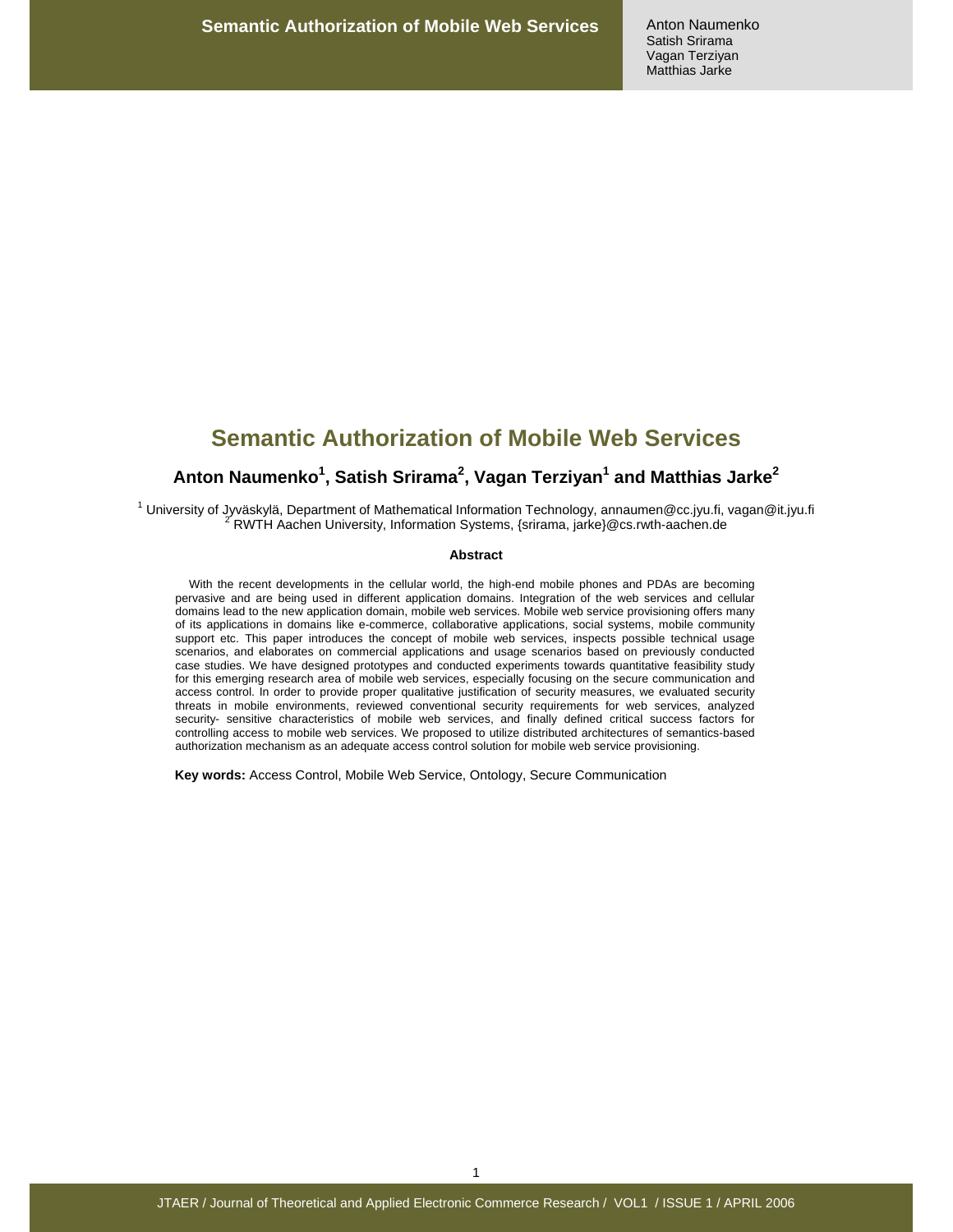# Semantic Authorization of Mobile Web Services

## Anton Naumenko[1], Satish Srirama[2], Vagan Terziyan[1] and Matthias Jarke[2]

[1] University of Jyväskylä, Department of Mathematical Information Technology, annaumen@cc.jyu.fi, vagan@it.jyu.fi
[2] RWTH Aachen University, Information Systems, {srirama, jarke}@cs.rwth-aachen.de

### Abstract

With the recent developments in the cellular world, the high-end mobile phones and PDAs are becoming pervasive and are being used in different application domains. Integration of the web services and cellular domains lead to the new application domain, mobile web services. Mobile web service provisioning offers many of its applications in domains like e-commerce, collaborative applications, social systems, mobile community support etc. This paper introduces the concept of mobile web services, inspects possible technical usage scenarios, and elaborates on commercial applications and usage scenarios based on previously conducted case studies. We have designed prototypes and conducted experiments towards quantitative feasibility study for this emerging research area of mobile web services, especially focusing on the secure communication and access control. In order to provide proper qualitative justification of security measures, we evaluated security threats in mobile environments, reviewed conventional security requirements for web services, analyzed security- sensitive characteristics of mobile web services, and finally defined critical success factors for controlling access to mobile web services. We proposed to utilize distributed architectures of semantics-based authorization mechanism as an adequate access control solution for mobile web service provisioning.

**Key words:** Access Control, Mobile Web Service, Ontology, Secure Communication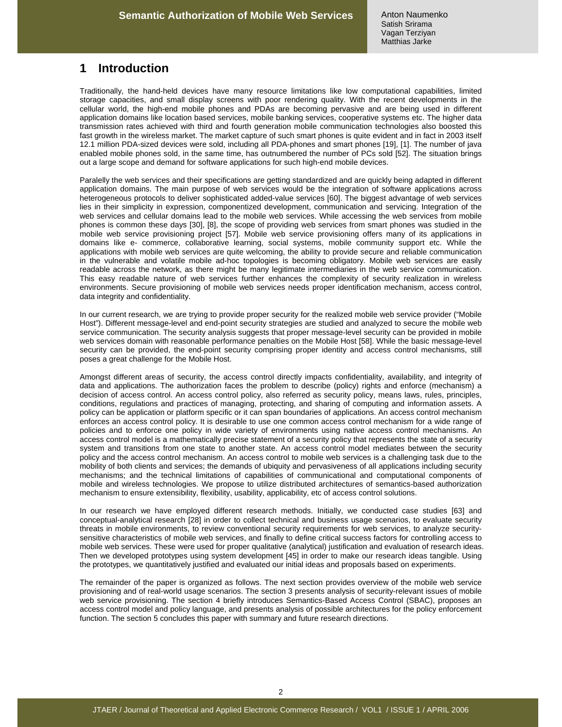## 1 Introduction

Traditionally, the hand-held devices have many resource limitations like low computational capabilities, limited storage capacities, and small display screens with poor rendering quality. With the recent developments in the cellular world, the high-end mobile phones and PDAs are becoming pervasive and are being used in different application domains like location based services, mobile banking services, cooperative systems etc. The higher data transmission rates achieved with third and fourth generation mobile communication technologies also boosted this fast growth in the wireless market. The market capture of such smart phones is quite evident and in fact in 2003 itself 12.1 million PDA-sized devices were sold, including all PDA-phones and smart phones [19], [1]. The number of java enabled mobile phones sold, in the same time, has outnumbered the number of PCs sold [52]. The situation brings out a large scope and demand for software applications for such high-end mobile devices.

Paralelly the web services and their specifications are getting standardized and are quickly being adapted in different application domains. The main purpose of web services would be the integration of software applications across heterogeneous protocols to deliver sophisticated added-value services [60]. The biggest advantage of web services lies in their simplicity in expression, componentized development, communication and servicing. Integration of the web services and cellular domains lead to the mobile web services. While accessing the web services from mobile phones is common these days [30], [8], the scope of providing web services from smart phones was studied in the mobile web service provisioning project [57]. Mobile web service provisioning offers many of its applications in domains like e- commerce, collaborative learning, social systems, mobile community support etc. While the applications with mobile web services are quite welcoming, the ability to provide secure and reliable communication in the vulnerable and volatile mobile ad-hoc topologies is becoming obligatory. Mobile web services are easily readable across the network, as there might be many legitimate intermediaries in the web service communication. This easy readable nature of web services further enhances the complexity of security realization in wireless environments. Secure provisioning of mobile web services needs proper identification mechanism, access control, data integrity and confidentiality.

In our current research, we are trying to provide proper security for the realized mobile web service provider ("Mobile Host"). Different message-level and end-point security strategies are studied and analyzed to secure the mobile web service communication. The security analysis suggests that proper message-level security can be provided in mobile web services domain with reasonable performance penalties on the Mobile Host [58]. While the basic message-level security can be provided, the end-point security comprising proper identity and access control mechanisms, still poses a great challenge for the Mobile Host.

Amongst different areas of security, the access control directly impacts confidentiality, availability, and integrity of data and applications. The authorization faces the problem to describe (policy) rights and enforce (mechanism) a decision of access control. An access control policy, also referred as security policy, means laws, rules, principles, conditions, regulations and practices of managing, protecting, and sharing of computing and information assets. A policy can be application or platform specific or it can span boundaries of applications. An access control mechanism enforces an access control policy. It is desirable to use one common access control mechanism for a wide range of policies and to enforce one policy in wide variety of environments using native access control mechanisms. An access control model is a mathematically precise statement of a security policy that represents the state of a security system and transitions from one state to another state. An access control model mediates between the security policy and the access control mechanism. An access control to mobile web services is a challenging task due to the mobility of both clients and services; the demands of ubiquity and pervasiveness of all applications including security mechanisms; and the technical limitations of capabilities of communicational and computational components of mobile and wireless technologies. We propose to utilize distributed architectures of semantics-based authorization mechanism to ensure extensibility, flexibility, usability, applicability, etc of access control solutions.

In our research we have employed different research methods. Initially, we conducted case studies [63] and conceptual-analytical research [28] in order to collect technical and business usage scenarios, to evaluate security threats in mobile environments, to review conventional security requirements for web services, to analyze security-sensitive characteristics of mobile web services, and finally to define critical success factors for controlling access to mobile web services. These were used for proper qualitative (analytical) justification and evaluation of research ideas. Then we developed prototypes using system development [45] in order to make our research ideas tangible. Using the prototypes, we quantitatively justified and evaluated our initial ideas and proposals based on experiments.

The remainder of the paper is organized as follows. The next section provides overview of the mobile web service provisioning and of real-world usage scenarios. The section 3 presents analysis of security-relevant issues of mobile web service provisioning. The section 4 briefly introduces Semantics-Based Access Control (SBAC), proposes an access control model and policy language, and presents analysis of possible architectures for the policy enforcement function. The section 5 concludes this paper with summary and future research directions.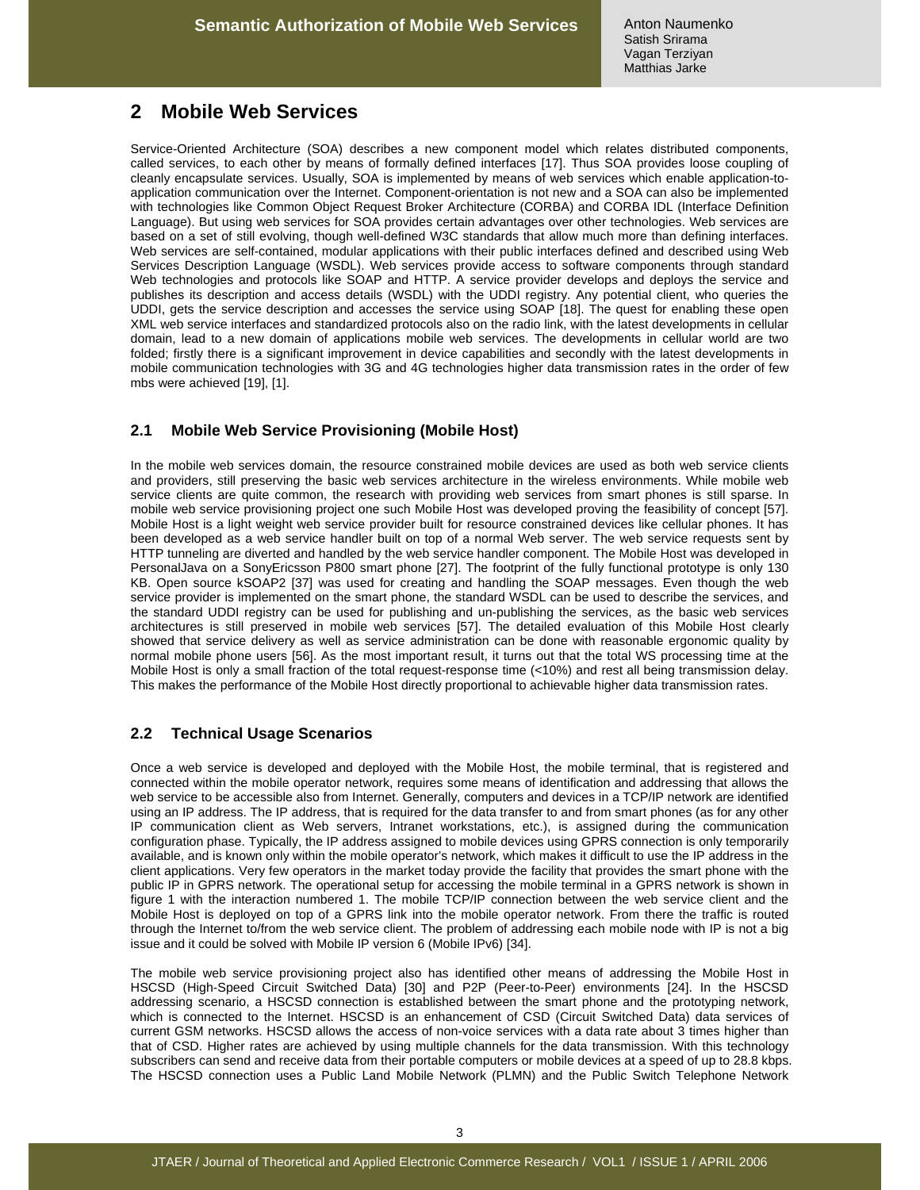## 2 Mobile Web Services

Service-Oriented Architecture (SOA) describes a new component model which relates distributed components, called services, to each other by means of formally defined interfaces [17]. Thus SOA provides loose coupling of cleanly encapsulate services. Usually, SOA is implemented by means of web services which enable application-to-application communication over the Internet. Component-orientation is not new and a SOA can also be implemented with technologies like Common Object Request Broker Architecture (CORBA) and CORBA IDL (Interface Definition Language). But using web services for SOA provides certain advantages over other technologies. Web services are based on a set of still evolving, though well-defined W3C standards that allow much more than defining interfaces. Web services are self-contained, modular applications with their public interfaces defined and described using Web Services Description Language (WSDL). Web services provide access to software components through standard Web technologies and protocols like SOAP and HTTP. A service provider develops and deploys the service and publishes its description and access details (WSDL) with the UDDI registry. Any potential client, who queries the UDDI, gets the service description and accesses the service using SOAP [18]. The quest for enabling these open XML web service interfaces and standardized protocols also on the radio link, with the latest developments in cellular domain, lead to a new domain of applications mobile web services. The developments in cellular world are two folded; firstly there is a significant improvement in device capabilities and secondly with the latest developments in mobile communication technologies with 3G and 4G technologies higher data transmission rates in the order of few mbs were achieved [19], [1].

### 2.1 Mobile Web Service Provisioning (Mobile Host)

In the mobile web services domain, the resource constrained mobile devices are used as both web service clients and providers, still preserving the basic web services architecture in the wireless environments. While mobile web service clients are quite common, the research with providing web services from smart phones is still sparse. In mobile web service provisioning project one such Mobile Host was developed proving the feasibility of concept [57]. Mobile Host is a light weight web service provider built for resource constrained devices like cellular phones. It has been developed as a web service handler built on top of a normal Web server. The web service requests sent by HTTP tunneling are diverted and handled by the web service handler component. The Mobile Host was developed in PersonalJava on a SonyEricsson P800 smart phone [27]. The footprint of the fully functional prototype is only 130 KB. Open source kSOAP2 [37] was used for creating and handling the SOAP messages. Even though the web service provider is implemented on the smart phone, the standard WSDL can be used to describe the services, and the standard UDDI registry can be used for publishing and un-publishing the services, as the basic web services architectures is still preserved in mobile web services [57]. The detailed evaluation of this Mobile Host clearly showed that service delivery as well as service administration can be done with reasonable ergonomic quality by normal mobile phone users [56]. As the most important result, it turns out that the total WS processing time at the Mobile Host is only a small fraction of the total request-response time (<10%) and rest all being transmission delay. This makes the performance of the Mobile Host directly proportional to achievable higher data transmission rates.

### 2.2 Technical Usage Scenarios

Once a web service is developed and deployed with the Mobile Host, the mobile terminal, that is registered and connected within the mobile operator network, requires some means of identification and addressing that allows the web service to be accessible also from Internet. Generally, computers and devices in a TCP/IP network are identified using an IP address. The IP address, that is required for the data transfer to and from smart phones (as for any other IP communication client as Web servers, Intranet workstations, etc.), is assigned during the communication configuration phase. Typically, the IP address assigned to mobile devices using GPRS connection is only temporarily available, and is known only within the mobile operator's network, which makes it difficult to use the IP address in the client applications. Very few operators in the market today provide the facility that provides the smart phone with the public IP in GPRS network. The operational setup for accessing the mobile terminal in a GPRS network is shown in figure 1 with the interaction numbered 1. The mobile TCP/IP connection between the web service client and the Mobile Host is deployed on top of a GPRS link into the mobile operator network. From there the traffic is routed through the Internet to/from the web service client. The problem of addressing each mobile node with IP is not a big issue and it could be solved with Mobile IP version 6 (Mobile IPv6) [34].

The mobile web service provisioning project also has identified other means of addressing the Mobile Host in HSCSD (High-Speed Circuit Switched Data) [30] and P2P (Peer-to-Peer) environments [24]. In the HSCSD addressing scenario, a HSCSD connection is established between the smart phone and the prototyping network, which is connected to the Internet. HSCSD is an enhancement of CSD (Circuit Switched Data) data services of current GSM networks. HSCSD allows the access of non-voice services with a data rate about 3 times higher than that of CSD. Higher rates are achieved by using multiple channels for the data transmission. With this technology subscribers can send and receive data from their portable computers or mobile devices at a speed of up to 28.8 kbps. The HSCSD connection uses a Public Land Mobile Network (PLMN) and the Public Switch Telephone Network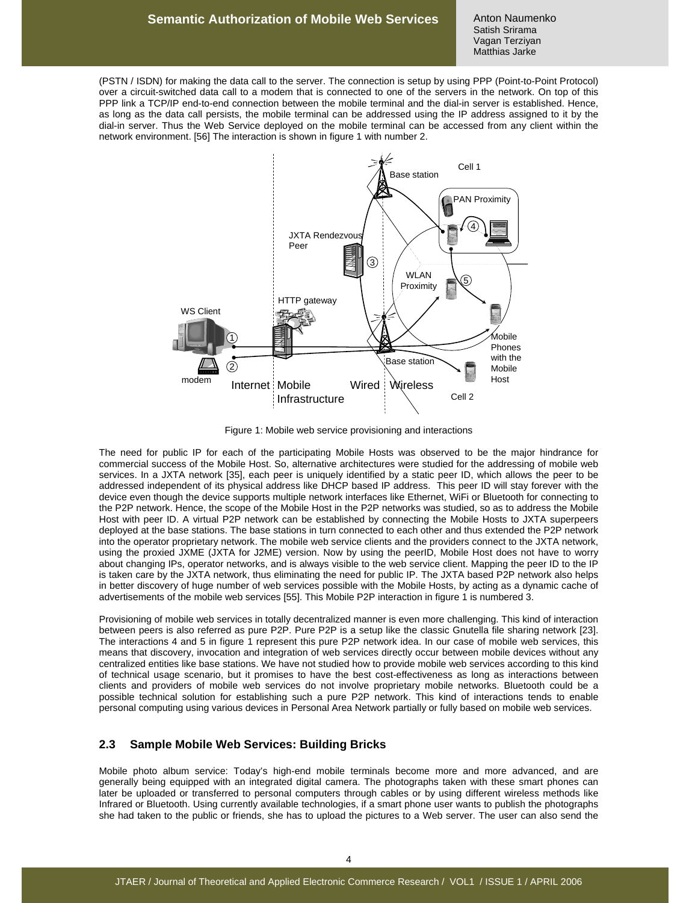(PSTN / ISDN) for making the data call to the server. The connection is setup by using PPP (Point-to-Point Protocol) over a circuit-switched data call to a modem that is connected to one of the servers in the network. On top of this PPP link a TCP/IP end-to-end connection between the mobile terminal and the dial-in server is established. Hence, as long as the data call persists, the mobile terminal can be addressed using the IP address assigned to it by the dial-in server. Thus the Web Service deployed on the mobile terminal can be accessed from any client within the network environment. [56] The interaction is shown in figure 1 with number 2.

Figure 1: Mobile web service provisioning and interactions

The need for public IP for each of the participating Mobile Hosts was observed to be the major hindrance for commercial success of the Mobile Host. So, alternative architectures were studied for the addressing of mobile web services. In a JXTA network [35], each peer is uniquely identified by a static peer ID, which allows the peer to be addressed independent of its physical address like DHCP based IP address. This peer ID will stay forever with the device even though the device supports multiple network interfaces like Ethernet, WiFi or Bluetooth for connecting to the P2P network. Hence, the scope of the Mobile Host in the P2P networks was studied, so as to address the Mobile Host with peer ID. A virtual P2P network can be established by connecting the Mobile Hosts to JXTA superpeers deployed at the base stations. The base stations in turn connected to each other and thus extended the P2P network into the operator proprietary network. The mobile web service clients and the providers connect to the JXTA network, using the proxied JXME (JXTA for J2ME) version. Now by using the peerID, Mobile Host does not have to worry about changing IPs, operator networks, and is always visible to the web service client. Mapping the peer ID to the IP is taken care by the JXTA network, thus eliminating the need for public IP. The JXTA based P2P network also helps in better discovery of huge number of web services possible with the Mobile Hosts, by acting as a dynamic cache of advertisements of the mobile web services [55]. This Mobile P2P interaction in figure 1 is numbered 3.

Provisioning of mobile web services in totally decentralized manner is even more challenging. This kind of interaction between peers is also referred as pure P2P. Pure P2P is a setup like the classic Gnutella file sharing network [23]. The interactions 4 and 5 in figure 1 represent this pure P2P network idea. In our case of mobile web services, this means that discovery, invocation and integration of web services directly occur between mobile devices without any centralized entities like base stations. We have not studied how to provide mobile web services according to this kind of technical usage scenario, but it promises to have the best cost-effectiveness as long as interactions between clients and providers of mobile web services do not involve proprietary mobile networks. Bluetooth could be a possible technical solution for establishing such a pure P2P network. This kind of interactions tends to enable personal computing using various devices in Personal Area Network partially or fully based on mobile web services.

## 2.3 Sample Mobile Web Services: Building Bricks

Mobile photo album service: Today's high-end mobile terminals become more and more advanced, and are generally being equipped with an integrated digital camera. The photographs taken with these smart phones can later be uploaded or transferred to personal computers through cables or by using different wireless methods like Infrared or Bluetooth. Using currently available technologies, if a smart phone user wants to publish the photographs she had taken to the public or friends, she has to upload the pictures to a Web server. The user can also send the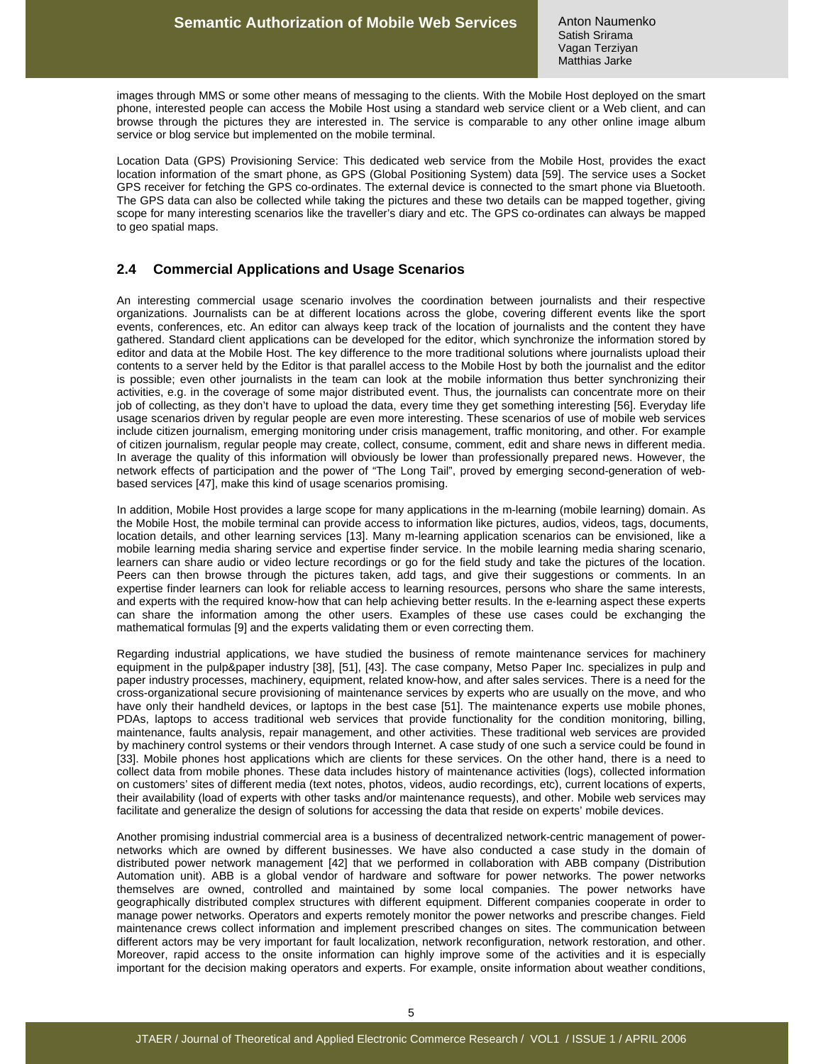images through MMS or some other means of messaging to the clients. With the Mobile Host deployed on the smart phone, interested people can access the Mobile Host using a standard web service client or a Web client, and can browse through the pictures they are interested in. The service is comparable to any other online image album service or blog service but implemented on the mobile terminal.

Location Data (GPS) Provisioning Service: This dedicated web service from the Mobile Host, provides the exact location information of the smart phone, as GPS (Global Positioning System) data [59]. The service uses a Socket GPS receiver for fetching the GPS co-ordinates. The external device is connected to the smart phone via Bluetooth. The GPS data can also be collected while taking the pictures and these two details can be mapped together, giving scope for many interesting scenarios like the traveller's diary and etc. The GPS co-ordinates can always be mapped to geo spatial maps.

## 2.4 Commercial Applications and Usage Scenarios

An interesting commercial usage scenario involves the coordination between journalists and their respective organizations. Journalists can be at different locations across the globe, covering different events like the sport events, conferences, etc. An editor can always keep track of the location of journalists and the content they have gathered. Standard client applications can be developed for the editor, which synchronize the information stored by editor and data at the Mobile Host. The key difference to the more traditional solutions where journalists upload their contents to a server held by the Editor is that parallel access to the Mobile Host by both the journalist and the editor is possible; even other journalists in the team can look at the mobile information thus better synchronizing their activities, e.g. in the coverage of some major distributed event. Thus, the journalists can concentrate more on their job of collecting, as they don't have to upload the data, every time they get something interesting [56]. Everyday life usage scenarios driven by regular people are even more interesting. These scenarios of use of mobile web services include citizen journalism, emerging monitoring under crisis management, traffic monitoring, and other. For example of citizen journalism, regular people may create, collect, consume, comment, edit and share news in different media. In average the quality of this information will obviously be lower than professionally prepared news. However, the network effects of participation and the power of "The Long Tail", proved by emerging second-generation of web-based services [47], make this kind of usage scenarios promising.

In addition, Mobile Host provides a large scope for many applications in the m-learning (mobile learning) domain. As the Mobile Host, the mobile terminal can provide access to information like pictures, audios, videos, tags, documents, location details, and other learning services [13]. Many m-learning application scenarios can be envisioned, like a mobile learning media sharing service and expertise finder service. In the mobile learning media sharing scenario, learners can share audio or video lecture recordings or go for the field study and take the pictures of the location. Peers can then browse through the pictures taken, add tags, and give their suggestions or comments. In an expertise finder learners can look for reliable access to learning resources, persons who share the same interests, and experts with the required know-how that can help achieving better results. In the e-learning aspect these experts can share the information among the other users. Examples of these use cases could be exchanging the mathematical formulas [9] and the experts validating them or even correcting them.

Regarding industrial applications, we have studied the business of remote maintenance services for machinery equipment in the pulp&paper industry [38], [51], [43]. The case company, Metso Paper Inc. specializes in pulp and paper industry processes, machinery, equipment, related know-how, and after sales services. There is a need for the cross-organizational secure provisioning of maintenance services by experts who are usually on the move, and who have only their handheld devices, or laptops in the best case [51]. The maintenance experts use mobile phones, PDAs, laptops to access traditional web services that provide functionality for the condition monitoring, billing, maintenance, faults analysis, repair management, and other activities. These traditional web services are provided by machinery control systems or their vendors through Internet. A case study of one such a service could be found in [33]. Mobile phones host applications which are clients for these services. On the other hand, there is a need to collect data from mobile phones. These data includes history of maintenance activities (logs), collected information on customers' sites of different media (text notes, photos, videos, audio recordings, etc), current locations of experts, their availability (load of experts with other tasks and/or maintenance requests), and other. Mobile web services may facilitate and generalize the design of solutions for accessing the data that reside on experts' mobile devices.

Another promising industrial commercial area is a business of decentralized network-centric management of power-networks which are owned by different businesses. We have also conducted a case study in the domain of distributed power network management [42] that we performed in collaboration with ABB company (Distribution Automation unit). ABB is a global vendor of hardware and software for power networks. The power networks themselves are owned, controlled and maintained by some local companies. The power networks have geographically distributed complex structures with different equipment. Different companies cooperate in order to manage power networks. Operators and experts remotely monitor the power networks and prescribe changes. Field maintenance crews collect information and implement prescribed changes on sites. The communication between different actors may be very important for fault localization, network reconfiguration, network restoration, and other. Moreover, rapid access to the onsite information can highly improve some of the activities and it is especially important for the decision making operators and experts. For example, onsite information about weather conditions,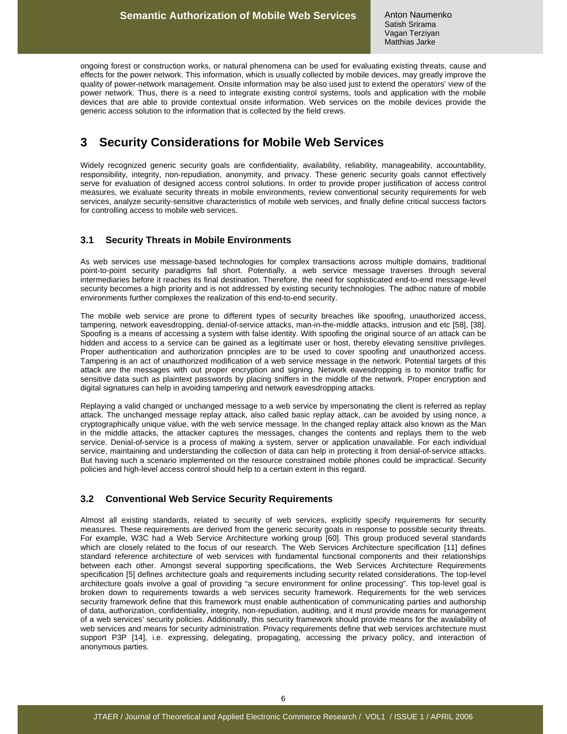ongoing forest or construction works, or natural phenomena can be used for evaluating existing threats, cause and effects for the power network. This information, which is usually collected by mobile devices, may greatly improve the quality of power-network management. Onsite information may be also used just to extend the operators' view of the power network. Thus, there is a need to integrate existing control systems, tools and application with the mobile devices that are able to provide contextual onsite information. Web services on the mobile devices provide the generic access solution to the information that is collected by the field crews.

# 3 Security Considerations for Mobile Web Services

Widely recognized generic security goals are confidentiality, availability, reliability, manageability, accountability, responsibility, integrity, non-repudiation, anonymity, and privacy. These generic security goals cannot effectively serve for evaluation of designed access control solutions. In order to provide proper justification of access control measures, we evaluate security threats in mobile environments, review conventional security requirements for web services, analyze security-sensitive characteristics of mobile web services, and finally define critical success factors for controlling access to mobile web services.

## 3.1 Security Threats in Mobile Environments

As web services use message-based technologies for complex transactions across multiple domains, traditional point-to-point security paradigms fall short. Potentially, a web service message traverses through several intermediaries before it reaches its final destination. Therefore, the need for sophisticated end-to-end message-level security becomes a high priority and is not addressed by existing security technologies. The adhoc nature of mobile environments further complexes the realization of this end-to-end security.

The mobile web service are prone to different types of security breaches like spoofing, unauthorized access, tampering, network eavesdropping, denial-of-service attacks, man-in-the-middle attacks, intrusion and etc [58], [38]. Spoofing is a means of accessing a system with false identity. With spoofing the original source of an attack can be hidden and access to a service can be gained as a legitimate user or host, thereby elevating sensitive privileges. Proper authentication and authorization principles are to be used to cover spoofing and unauthorized access. Tampering is an act of unauthorized modification of a web service message in the network. Potential targets of this attack are the messages with out proper encryption and signing. Network eavesdropping is to monitor traffic for sensitive data such as plaintext passwords by placing sniffers in the middle of the network. Proper encryption and digital signatures can help in avoiding tampering and network eavesdropping attacks.

Replaying a valid changed or unchanged message to a web service by impersonating the client is referred as replay attack. The unchanged message replay attack, also called basic replay attack, can be avoided by using nonce, a cryptographically unique value, with the web service message. In the changed replay attack also known as the Man in the middle attacks, the attacker captures the messages, changes the contents and replays them to the web service. Denial-of-service is a process of making a system, server or application unavailable. For each individual service, maintaining and understanding the collection of data can help in protecting it from denial-of-service attacks. But having such a scenario implemented on the resource constrained mobile phones could be impractical. Security policies and high-level access control should help to a certain extent in this regard.

## 3.2 Conventional Web Service Security Requirements

Almost all existing standards, related to security of web services, explicitly specify requirements for security measures. These requirements are derived from the generic security goals in response to possible security threats. For example, W3C had a Web Service Architecture working group [60]. This group produced several standards which are closely related to the focus of our research. The Web Services Architecture specification [11] defines standard reference architecture of web services with fundamental functional components and their relationships between each other. Amongst several supporting specifications, the Web Services Architecture Requirements specification [5] defines architecture goals and requirements including security related considerations. The top-level architecture goals involve a goal of providing "a secure environment for online processing". This top-level goal is broken down to requirements towards a web services security framework. Requirements for the web services security framework define that this framework must enable authentication of communicating parties and authorship of data, authorization, confidentiality, integrity, non-repudiation, auditing, and it must provide means for management of a web services' security policies. Additionally, this security framework should provide means for the availability of web services and means for security administration. Privacy requirements define that web services architecture must support P3P [14], i.e. expressing, delegating, propagating, accessing the privacy policy, and interaction of anonymous parties.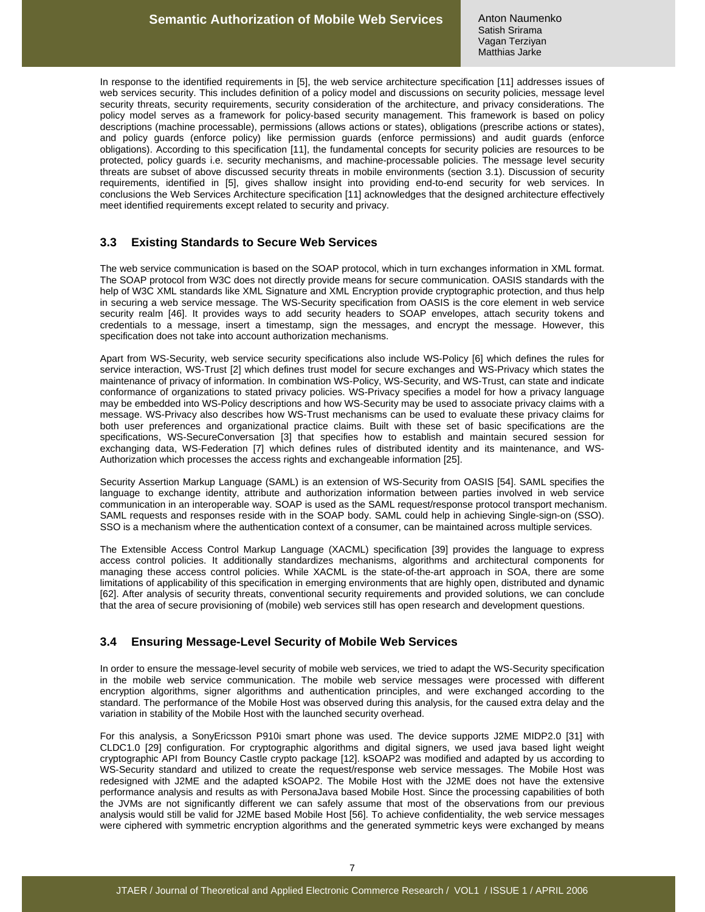In response to the identified requirements in [5], the web service architecture specification [11] addresses issues of web services security. This includes definition of a policy model and discussions on security policies, message level security threats, security requirements, security consideration of the architecture, and privacy considerations. The policy model serves as a framework for policy-based security management. This framework is based on policy descriptions (machine processable), permissions (allows actions or states), obligations (prescribe actions or states), and policy guards (enforce policy) like permission guards (enforce permissions) and audit guards (enforce obligations). According to this specification [11], the fundamental concepts for security policies are resources to be protected, policy guards i.e. security mechanisms, and machine-processable policies. The message level security threats are subset of above discussed security threats in mobile environments (section 3.1). Discussion of security requirements, identified in [5], gives shallow insight into providing end-to-end security for web services. In conclusions the Web Services Architecture specification [11] acknowledges that the designed architecture effectively meet identified requirements except related to security and privacy.

## 3.3 Existing Standards to Secure Web Services

The web service communication is based on the SOAP protocol, which in turn exchanges information in XML format. The SOAP protocol from W3C does not directly provide means for secure communication. OASIS standards with the help of W3C XML standards like XML Signature and XML Encryption provide cryptographic protection, and thus help in securing a web service message. The WS-Security specification from OASIS is the core element in web service security realm [46]. It provides ways to add security headers to SOAP envelopes, attach security tokens and credentials to a message, insert a timestamp, sign the messages, and encrypt the message. However, this specification does not take into account authorization mechanisms.

Apart from WS-Security, web service security specifications also include WS-Policy [6] which defines the rules for service interaction, WS-Trust [2] which defines trust model for secure exchanges and WS-Privacy which states the maintenance of privacy of information. In combination WS-Policy, WS-Security, and WS-Trust, can state and indicate conformance of organizations to stated privacy policies. WS-Privacy specifies a model for how a privacy language may be embedded into WS-Policy descriptions and how WS-Security may be used to associate privacy claims with a message. WS-Privacy also describes how WS-Trust mechanisms can be used to evaluate these privacy claims for both user preferences and organizational practice claims. Built with these set of basic specifications are the specifications, WS-SecureConversation [3] that specifies how to establish and maintain secured session for exchanging data, WS-Federation [7] which defines rules of distributed identity and its maintenance, and WS-Authorization which processes the access rights and exchangeable information [25].

Security Assertion Markup Language (SAML) is an extension of WS-Security from OASIS [54]. SAML specifies the language to exchange identity, attribute and authorization information between parties involved in web service communication in an interoperable way. SOAP is used as the SAML request/response protocol transport mechanism. SAML requests and responses reside with in the SOAP body. SAML could help in achieving Single-sign-on (SSO). SSO is a mechanism where the authentication context of a consumer, can be maintained across multiple services.

The Extensible Access Control Markup Language (XACML) specification [39] provides the language to express access control policies. It additionally standardizes mechanisms, algorithms and architectural components for managing these access control policies. While XACML is the state-of-the-art approach in SOA, there are some limitations of applicability of this specification in emerging environments that are highly open, distributed and dynamic [62]. After analysis of security threats, conventional security requirements and provided solutions, we can conclude that the area of secure provisioning of (mobile) web services still has open research and development questions.

## 3.4 Ensuring Message-Level Security of Mobile Web Services

In order to ensure the message-level security of mobile web services, we tried to adapt the WS-Security specification in the mobile web service communication. The mobile web service messages were processed with different encryption algorithms, signer algorithms and authentication principles, and were exchanged according to the standard. The performance of the Mobile Host was observed during this analysis, for the caused extra delay and the variation in stability of the Mobile Host with the launched security overhead.

For this analysis, a SonyEricsson P910i smart phone was used. The device supports J2ME MIDP2.0 [31] with CLDC1.0 [29] configuration. For cryptographic algorithms and digital signers, we used java based light weight cryptographic API from Bouncy Castle crypto package [12]. kSOAP2 was modified and adapted by us according to WS-Security standard and utilized to create the request/response web service messages. The Mobile Host was redesigned with J2ME and the adapted kSOAP2. The Mobile Host with the J2ME does not have the extensive performance analysis and results as with PersonaJava based Mobile Host. Since the processing capabilities of both the JVMs are not significantly different we can safely assume that most of the observations from our previous analysis would still be valid for J2ME based Mobile Host [56]. To achieve confidentiality, the web service messages were ciphered with symmetric encryption algorithms and the generated symmetric keys were exchanged by means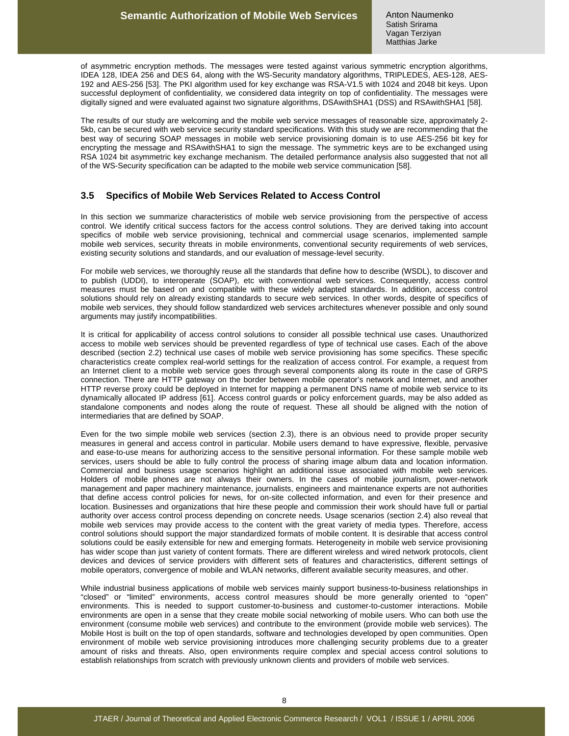of asymmetric encryption methods. The messages were tested against various symmetric encryption algorithms, IDEA 128, IDEA 256 and DES 64, along with the WS-Security mandatory algorithms, TRIPLEDES, AES-128, AES-192 and AES-256 [53]. The PKI algorithm used for key exchange was RSA-V1.5 with 1024 and 2048 bit keys. Upon successful deployment of confidentiality, we considered data integrity on top of confidentiality. The messages were digitally signed and were evaluated against two signature algorithms, DSAwithSHA1 (DSS) and RSAwithSHA1 [58].

The results of our study are welcoming and the mobile web service messages of reasonable size, approximately 2-5kb, can be secured with web service security standard specifications. With this study we are recommending that the best way of securing SOAP messages in mobile web service provisioning domain is to use AES-256 bit key for encrypting the message and RSAwithSHA1 to sign the message. The symmetric keys are to be exchanged using RSA 1024 bit asymmetric key exchange mechanism. The detailed performance analysis also suggested that not all of the WS-Security specification can be adapted to the mobile web service communication [58].

## 3.5 Specifics of Mobile Web Services Related to Access Control

In this section we summarize characteristics of mobile web service provisioning from the perspective of access control. We identify critical success factors for the access control solutions. They are derived taking into account specifics of mobile web service provisioning, technical and commercial usage scenarios, implemented sample mobile web services, security threats in mobile environments, conventional security requirements of web services, existing security solutions and standards, and our evaluation of message-level security.

For mobile web services, we thoroughly reuse all the standards that define how to describe (WSDL), to discover and to publish (UDDI), to interoperate (SOAP), etc with conventional web services. Consequently, access control measures must be based on and compatible with these widely adapted standards. In addition, access control solutions should rely on already existing standards to secure web services. In other words, despite of specifics of mobile web services, they should follow standardized web services architectures whenever possible and only sound arguments may justify incompatibilities.

It is critical for applicability of access control solutions to consider all possible technical use cases. Unauthorized access to mobile web services should be prevented regardless of type of technical use cases. Each of the above described (section 2.2) technical use cases of mobile web service provisioning has some specifics. These specific characteristics create complex real-world settings for the realization of access control. For example, a request from an Internet client to a mobile web service goes through several components along its route in the case of GRPS connection. There are HTTP gateway on the border between mobile operator's network and Internet, and another HTTP reverse proxy could be deployed in Internet for mapping a permanent DNS name of mobile web service to its dynamically allocated IP address [61]. Access control guards or policy enforcement guards, may be also added as standalone components and nodes along the route of request. These all should be aligned with the notion of intermediaries that are defined by SOAP.

Even for the two simple mobile web services (section 2.3), there is an obvious need to provide proper security measures in general and access control in particular. Mobile users demand to have expressive, flexible, pervasive and ease-to-use means for authorizing access to the sensitive personal information. For these sample mobile web services, users should be able to fully control the process of sharing image album data and location information. Commercial and business usage scenarios highlight an additional issue associated with mobile web services. Holders of mobile phones are not always their owners. In the cases of mobile journalism, power-network management and paper machinery maintenance, journalists, engineers and maintenance experts are not authorities that define access control policies for news, for on-site collected information, and even for their presence and location. Businesses and organizations that hire these people and commission their work should have full or partial authority over access control process depending on concrete needs. Usage scenarios (section 2.4) also reveal that mobile web services may provide access to the content with the great variety of media types. Therefore, access control solutions should support the major standardized formats of mobile content. It is desirable that access control solutions could be easily extensible for new and emerging formats. Heterogeneity in mobile web service provisioning has wider scope than just variety of content formats. There are different wireless and wired network protocols, client devices and devices of service providers with different sets of features and characteristics, different settings of mobile operators, convergence of mobile and WLAN networks, different available security measures, and other.

While industrial business applications of mobile web services mainly support business-to-business relationships in "closed" or "limited" environments, access control measures should be more generally oriented to "open" environments. This is needed to support customer-to-business and customer-to-customer interactions. Mobile environments are open in a sense that they create mobile social networking of mobile users. Who can both use the environment (consume mobile web services) and contribute to the environment (provide mobile web services). The Mobile Host is built on the top of open standards, software and technologies developed by open communities. Open environment of mobile web service provisioning introduces more challenging security problems due to a greater amount of risks and threats. Also, open environments require complex and special access control solutions to establish relationships from scratch with previously unknown clients and providers of mobile web services.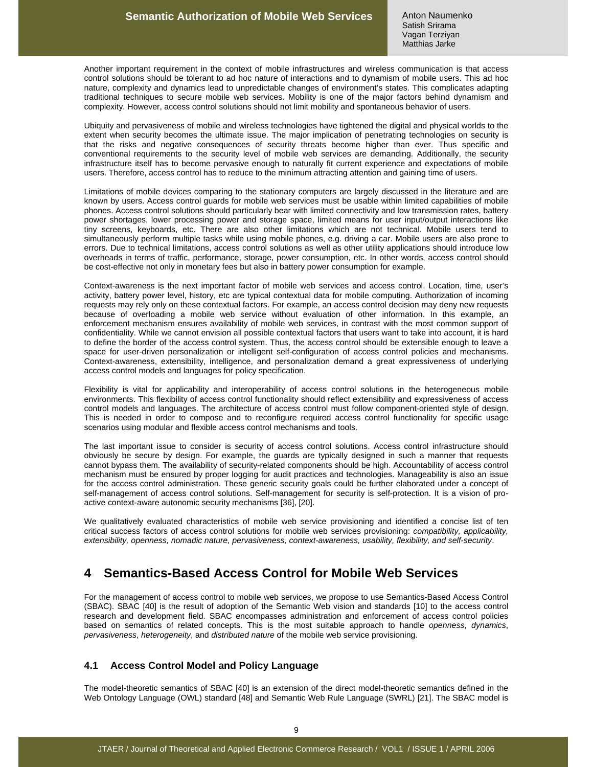Another important requirement in the context of mobile infrastructures and wireless communication is that access control solutions should be tolerant to ad hoc nature of interactions and to dynamism of mobile users. This ad hoc nature, complexity and dynamics lead to unpredictable changes of environment's states. This complicates adapting traditional techniques to secure mobile web services. Mobility is one of the major factors behind dynamism and complexity. However, access control solutions should not limit mobility and spontaneous behavior of users.

Ubiquity and pervasiveness of mobile and wireless technologies have tightened the digital and physical worlds to the extent when security becomes the ultimate issue. The major implication of penetrating technologies on security is that the risks and negative consequences of security threats become higher than ever. Thus specific and conventional requirements to the security level of mobile web services are demanding. Additionally, the security infrastructure itself has to become pervasive enough to naturally fit current experience and expectations of mobile users. Therefore, access control has to reduce to the minimum attracting attention and gaining time of users.

Limitations of mobile devices comparing to the stationary computers are largely discussed in the literature and are known by users. Access control guards for mobile web services must be usable within limited capabilities of mobile phones. Access control solutions should particularly bear with limited connectivity and low transmission rates, battery power shortages, lower processing power and storage space, limited means for user input/output interactions like tiny screens, keyboards, etc. There are also other limitations which are not technical. Mobile users tend to simultaneously perform multiple tasks while using mobile phones, e.g. driving a car. Mobile users are also prone to errors. Due to technical limitations, access control solutions as well as other utility applications should introduce low overheads in terms of traffic, performance, storage, power consumption, etc. In other words, access control should be cost-effective not only in monetary fees but also in battery power consumption for example.

Context-awareness is the next important factor of mobile web services and access control. Location, time, user's activity, battery power level, history, etc are typical contextual data for mobile computing. Authorization of incoming requests may rely only on these contextual factors. For example, an access control decision may deny new requests because of overloading a mobile web service without evaluation of other information. In this example, an enforcement mechanism ensures availability of mobile web services, in contrast with the most common support of confidentiality. While we cannot envision all possible contextual factors that users want to take into account, it is hard to define the border of the access control system. Thus, the access control should be extensible enough to leave a space for user-driven personalization or intelligent self-configuration of access control policies and mechanisms. Context-awareness, extensibility, intelligence, and personalization demand a great expressiveness of underlying access control models and languages for policy specification.

Flexibility is vital for applicability and interoperability of access control solutions in the heterogeneous mobile environments. This flexibility of access control functionality should reflect extensibility and expressiveness of access control models and languages. The architecture of access control must follow component-oriented style of design. This is needed in order to compose and to reconfigure required access control functionality for specific usage scenarios using modular and flexible access control mechanisms and tools.

The last important issue to consider is security of access control solutions. Access control infrastructure should obviously be secure by design. For example, the guards are typically designed in such a manner that requests cannot bypass them. The availability of security-related components should be high. Accountability of access control mechanism must be ensured by proper logging for audit practices and technologies. Manageability is also an issue for the access control administration. These generic security goals could be further elaborated under a concept of self-management of access control solutions. Self-management for security is self-protection. It is a vision of pro-active context-aware autonomic security mechanisms [36], [20].

We qualitatively evaluated characteristics of mobile web service provisioning and identified a concise list of ten critical success factors of access control solutions for mobile web services provisioning: *compatibility, applicability, extensibility, openness, nomadic nature, pervasiveness, context-awareness, usability, flexibility, and self-security*.

# 4 Semantics-Based Access Control for Mobile Web Services

For the management of access control to mobile web services, we propose to use Semantics-Based Access Control (SBAC). SBAC [40] is the result of adoption of the Semantic Web vision and standards [10] to the access control research and development field. SBAC encompasses administration and enforcement of access control policies based on semantics of related concepts. This is the most suitable approach to handle *openness*, *dynamics*, *pervasiveness*, *heterogeneity*, and *distributed nature* of the mobile web service provisioning.

## 4.1 Access Control Model and Policy Language

The model-theoretic semantics of SBAC [40] is an extension of the direct model-theoretic semantics defined in the Web Ontology Language (OWL) standard [48] and Semantic Web Rule Language (SWRL) [21]. The SBAC model is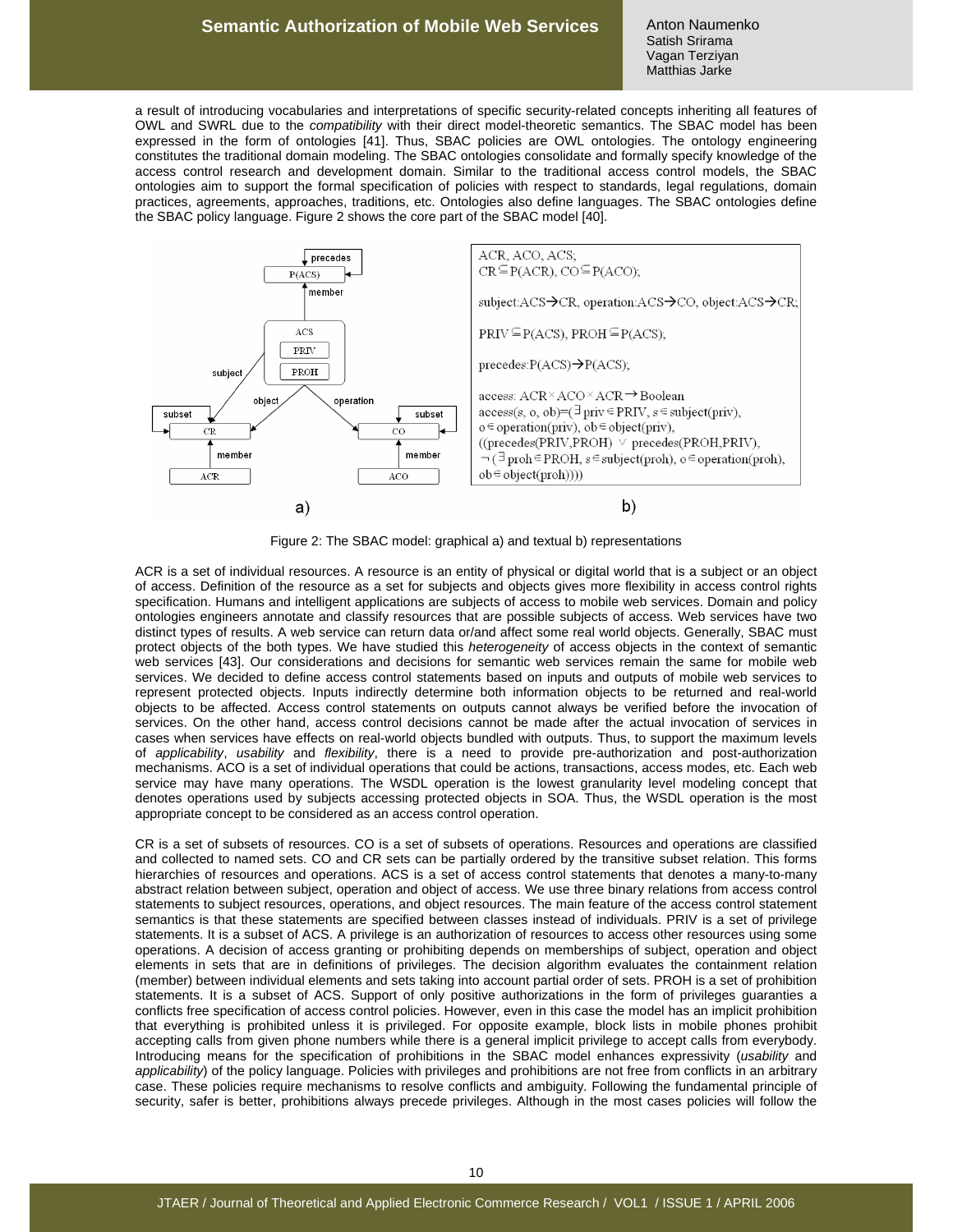a result of introducing vocabularies and interpretations of specific security-related concepts inheriting all features of OWL and SWRL due to the *compatibility* with their direct model-theoretic semantics. The SBAC model has been expressed in the form of ontologies [41]. Thus, SBAC policies are OWL ontologies. The ontology engineering constitutes the traditional domain modeling. The SBAC ontologies consolidate and formally specify knowledge of the access control research and development domain. Similar to the traditional access control models, the SBAC ontologies aim to support the formal specification of policies with respect to standards, legal regulations, domain practices, agreements, approaches, traditions, etc. Ontologies also define languages. The SBAC ontologies define the SBAC policy language. Figure 2 shows the core part of the SBAC model [40].

ACR, ACO, ACS;
$CR \subseteq P(ACR)$, $CO \subseteq P(ACO)$;

subject:ACS→CR, operation:ACS→CO, object:ACS→CR;

$PRIV \subseteq P(ACS)$, $PROH \subseteq P(ACS)$;

precedes:P(ACS)→P(ACS);

access: ACR×ACO×ACR→Boolean
access(s, o, ob)=(∃ priv∈PRIV, s∈subject(priv),
o∈operation(priv), ob∈object(priv),
((precedes(PRIV,PROH) ∨ precedes(PROH,PRIV),
¬(∃ proh∈PROH, s∈subject(proh), o∈operation(proh),
ob∈object(proh))))

Figure 2: The SBAC model: graphical a) and textual b) representations

ACR is a set of individual resources. A resource is an entity of physical or digital world that is a subject or an object of access. Definition of the resource as a set for subjects and objects gives more flexibility in access control rights specification. Humans and intelligent applications are subjects of access to mobile web services. Domain and policy ontologies engineers annotate and classify resources that are possible subjects of access. Web services have two distinct types of results. A web service can return data or/and affect some real world objects. Generally, SBAC must protect objects of the both types. We have studied this *heterogeneity* of access objects in the context of semantic web services [43]. Our considerations and decisions for semantic web services remain the same for mobile web services. We decided to define access control statements based on inputs and outputs of mobile web services to represent protected objects. Inputs indirectly determine both information objects to be returned and real-world objects to be affected. Access control statements on outputs cannot always be verified before the invocation of services. On the other hand, access control decisions cannot be made after the actual invocation of services in cases when services have effects on real-world objects bundled with outputs. Thus, to support the maximum levels of *applicability*, *usability* and *flexibility*, there is a need to provide pre-authorization and post-authorization mechanisms. ACO is a set of individual operations that could be actions, transactions, access modes, etc. Each web service may have many operations. The WSDL operation is the lowest granularity level modeling concept that denotes operations used by subjects accessing protected objects in SOA. Thus, the WSDL operation is the most appropriate concept to be considered as an access control operation.

CR is a set of subsets of resources. CO is a set of subsets of operations. Resources and operations are classified and collected to named sets. CO and CR sets can be partially ordered by the transitive subset relation. This forms hierarchies of resources and operations. ACS is a set of access control statements that denotes a many-to-many abstract relation between subject, operation and object of access. We use three binary relations from access control statements to subject resources, operations, and object resources. The main feature of the access control statement semantics is that these statements are specified between classes instead of individuals. PRIV is a set of privilege statements. It is a subset of ACS. A privilege is an authorization of resources to access other resources using some operations. A decision of access granting or prohibiting depends on memberships of subject, operation and object elements in sets that are in definitions of privileges. The decision algorithm evaluates the containment relation (member) between individual elements and sets taking into account partial order of sets. PROH is a set of prohibition statements. It is a subset of ACS. Support of only positive authorizations in the form of privileges guaranties a conflicts free specification of access control policies. However, even in this case the model has an implicit prohibition that everything is prohibited unless it is privileged. For opposite example, block lists in mobile phones prohibit accepting calls from given phone numbers while there is a general implicit privilege to accept calls from everybody. Introducing means for the specification of prohibitions in the SBAC model enhances expressivity (*usability* and *applicability*) of the policy language. Policies with privileges and prohibitions are not free from conflicts in an arbitrary case. These policies require mechanisms to resolve conflicts and ambiguity. Following the fundamental principle of security, safer is better, prohibitions always precede privileges. Although in the most cases policies will follow the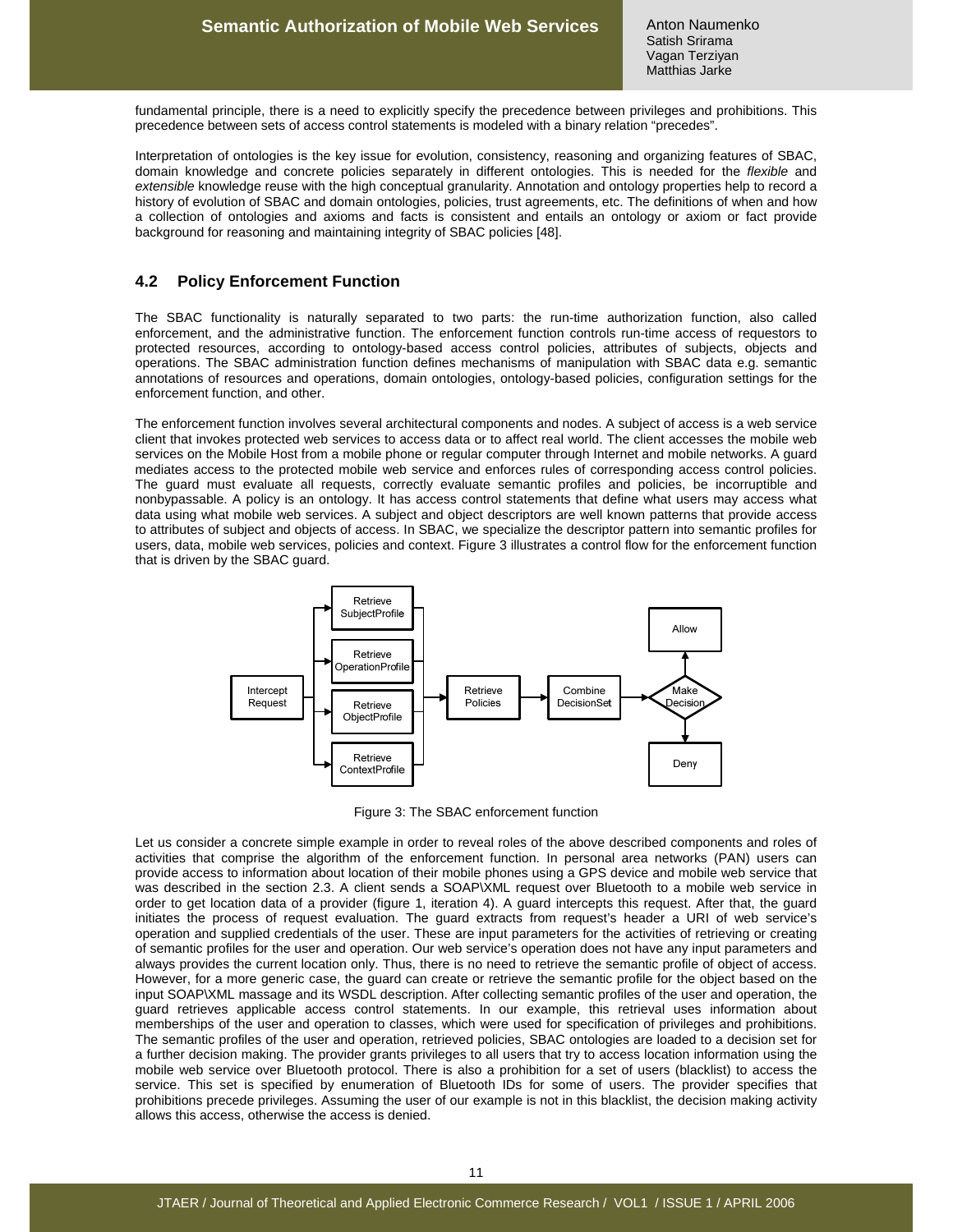fundamental principle, there is a need to explicitly specify the precedence between privileges and prohibitions. This precedence between sets of access control statements is modeled with a binary relation "precedes".

Interpretation of ontologies is the key issue for evolution, consistency, reasoning and organizing features of SBAC, domain knowledge and concrete policies separately in different ontologies. This is needed for the *flexible* and *extensible* knowledge reuse with the high conceptual granularity. Annotation and ontology properties help to record a history of evolution of SBAC and domain ontologies, policies, trust agreements, etc. The definitions of when and how a collection of ontologies and axioms and facts is consistent and entails an ontology or axiom or fact provide background for reasoning and maintaining integrity of SBAC policies [48].

## 4.2 Policy Enforcement Function

The SBAC functionality is naturally separated to two parts: the run-time authorization function, also called enforcement, and the administrative function. The enforcement function controls run-time access of requestors to protected resources, according to ontology-based access control policies, attributes of subjects, objects and operations. The SBAC administration function defines mechanisms of manipulation with SBAC data e.g. semantic annotations of resources and operations, domain ontologies, ontology-based policies, configuration settings for the enforcement function, and other.

The enforcement function involves several architectural components and nodes. A subject of access is a web service client that invokes protected web services to access data or to affect real world. The client accesses the mobile web services on the Mobile Host from a mobile phone or regular computer through Internet and mobile networks. A guard mediates access to the protected mobile web service and enforces rules of corresponding access control policies. The guard must evaluate all requests, correctly evaluate semantic profiles and policies, be incorruptible and nonbypassable. A policy is an ontology. It has access control statements that define what users may access what data using what mobile web services. A subject and object descriptors are well known patterns that provide access to attributes of subject and objects of access. In SBAC, we specialize the descriptor pattern into semantic profiles for users, data, mobile web services, policies and context. Figure 3 illustrates a control flow for the enforcement function that is driven by the SBAC guard.

Intercept Request → Retrieve SubjectProfile / Retrieve OperationProfile / Retrieve ObjectProfile / Retrieve ContextProfile → Retrieve Policies → Combine DecisionSet → Make Decision → Allow / Deny

Figure 3: The SBAC enforcement function

Let us consider a concrete simple example in order to reveal roles of the above described components and roles of activities that comprise the algorithm of the enforcement function. In personal area networks (PAN) users can provide access to information about location of their mobile phones using a GPS device and mobile web service that was described in the section 2.3. A client sends a SOAP\XML request over Bluetooth to a mobile web service in order to get location data of a provider (figure 1, iteration 4). A guard intercepts this request. After that, the guard initiates the process of request evaluation. The guard extracts from request's header a URI of web service's operation and supplied credentials of the user. These are input parameters for the activities of retrieving or creating of semantic profiles for the user and operation. Our web service's operation does not have any input parameters and always provides the current location only. Thus, there is no need to retrieve the semantic profile of object of access. However, for a more generic case, the guard can create or retrieve the semantic profile for the object based on the input SOAP\XML massage and its WSDL description. After collecting semantic profiles of the user and operation, the guard retrieves applicable access control statements. In our example, this retrieval uses information about memberships of the user and operation to classes, which were used for specification of privileges and prohibitions. The semantic profiles of the user and operation, retrieved policies, SBAC ontologies are loaded to a decision set for a further decision making. The provider grants privileges to all users that try to access location information using the mobile web service over Bluetooth protocol. There is also a prohibition for a set of users (blacklist) to access the service. This set is specified by enumeration of Bluetooth IDs for some of users. The provider specifies that prohibitions precede privileges. Assuming the user of our example is not in this blacklist, the decision making activity allows this access, otherwise the access is denied.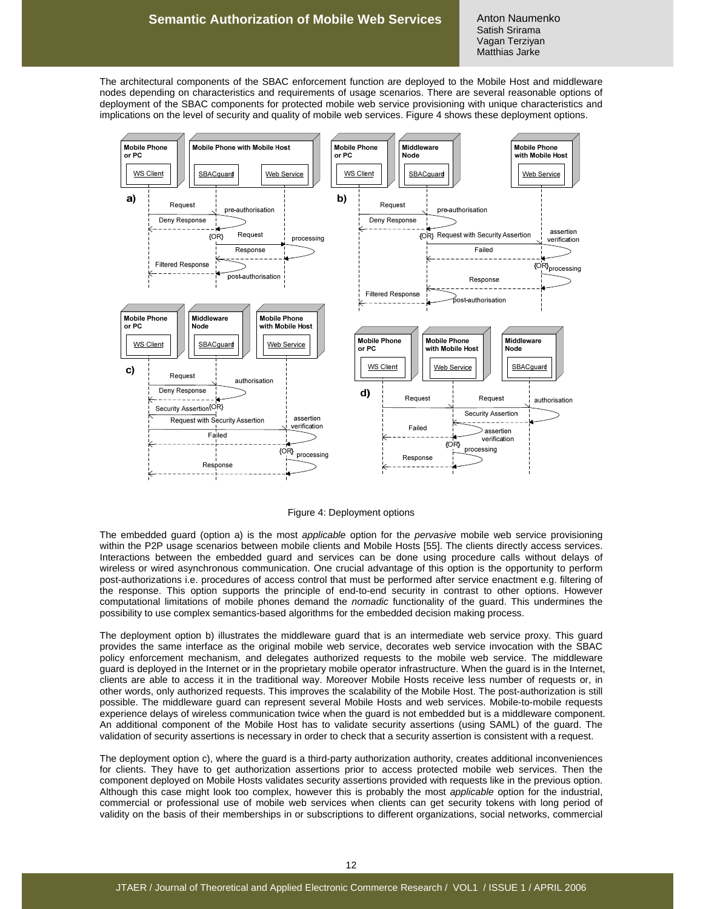The architectural components of the SBAC enforcement function are deployed to the Mobile Host and middleware nodes depending on characteristics and requirements of usage scenarios. There are several reasonable options of deployment of the SBAC components for protected mobile web service provisioning with unique characteristics and implications on the level of security and quality of mobile web services. Figure 4 shows these deployment options.

Figure 4: Deployment options

The embedded guard (option a) is the most *applicable* option for the *pervasive* mobile web service provisioning within the P2P usage scenarios between mobile clients and Mobile Hosts [55]. The clients directly access services. Interactions between the embedded guard and services can be done using procedure calls without delays of wireless or wired asynchronous communication. One crucial advantage of this option is the opportunity to perform post-authorizations i.e. procedures of access control that must be performed after service enactment e.g. filtering of the response. This option supports the principle of end-to-end security in contrast to other options. However computational limitations of mobile phones demand the *nomadic* functionality of the guard. This undermines the possibility to use complex semantics-based algorithms for the embedded decision making process.

The deployment option b) illustrates the middleware guard that is an intermediate web service proxy. This guard provides the same interface as the original mobile web service, decorates web service invocation with the SBAC policy enforcement mechanism, and delegates authorized requests to the mobile web service. The middleware guard is deployed in the Internet or in the proprietary mobile operator infrastructure. When the guard is in the Internet, clients are able to access it in the traditional way. Moreover Mobile Hosts receive less number of requests or, in other words, only authorized requests. This improves the scalability of the Mobile Host. The post-authorization is still possible. The middleware guard can represent several Mobile Hosts and web services. Mobile-to-mobile requests experience delays of wireless communication twice when the guard is not embedded but is a middleware component. An additional component of the Mobile Host has to validate security assertions (using SAML) of the guard. The validation of security assertions is necessary in order to check that a security assertion is consistent with a request.

The deployment option c), where the guard is a third-party authorization authority, creates additional inconveniences for clients. They have to get authorization assertions prior to access protected mobile web services. Then the component deployed on Mobile Hosts validates security assertions provided with requests like in the previous option. Although this case might look too complex, however this is probably the most *applicable* option for the industrial, commercial or professional use of mobile web services when clients can get security tokens with long period of validity on the basis of their memberships in or subscriptions to different organizations, social networks, commercial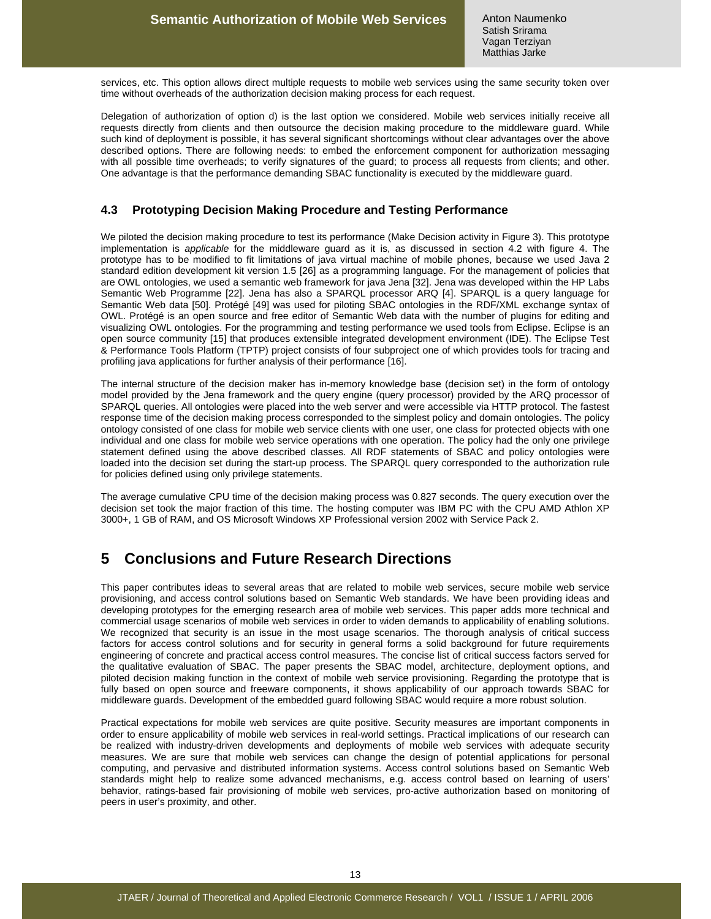services, etc. This option allows direct multiple requests to mobile web services using the same security token over time without overheads of the authorization decision making process for each request.

Delegation of authorization of option d) is the last option we considered. Mobile web services initially receive all requests directly from clients and then outsource the decision making procedure to the middleware guard. While such kind of deployment is possible, it has several significant shortcomings without clear advantages over the above described options. There are following needs: to embed the enforcement component for authorization messaging with all possible time overheads; to verify signatures of the guard; to process all requests from clients; and other. One advantage is that the performance demanding SBAC functionality is executed by the middleware guard.

### 4.3 Prototyping Decision Making Procedure and Testing Performance

We piloted the decision making procedure to test its performance (Make Decision activity in Figure 3). This prototype implementation is *applicable* for the middleware guard as it is, as discussed in section 4.2 with figure 4. The prototype has to be modified to fit limitations of java virtual machine of mobile phones, because we used Java 2 standard edition development kit version 1.5 [26] as a programming language. For the management of policies that are OWL ontologies, we used a semantic web framework for java Jena [32]. Jena was developed within the HP Labs Semantic Web Programme [22]. Jena has also a SPARQL processor ARQ [4]. SPARQL is a query language for Semantic Web data [50]. Protégé [49] was used for piloting SBAC ontologies in the RDF/XML exchange syntax of OWL. Protégé is an open source and free editor of Semantic Web data with the number of plugins for editing and visualizing OWL ontologies. For the programming and testing performance we used tools from Eclipse. Eclipse is an open source community [15] that produces extensible integrated development environment (IDE). The Eclipse Test & Performance Tools Platform (TPTP) project consists of four subproject one of which provides tools for tracing and profiling java applications for further analysis of their performance [16].

The internal structure of the decision maker has in-memory knowledge base (decision set) in the form of ontology model provided by the Jena framework and the query engine (query processor) provided by the ARQ processor of SPARQL queries. All ontologies were placed into the web server and were accessible via HTTP protocol. The fastest response time of the decision making process corresponded to the simplest policy and domain ontologies. The policy ontology consisted of one class for mobile web service clients with one user, one class for protected objects with one individual and one class for mobile web service operations with one operation. The policy had the only one privilege statement defined using the above described classes. All RDF statements of SBAC and policy ontologies were loaded into the decision set during the start-up process. The SPARQL query corresponded to the authorization rule for policies defined using only privilege statements.

The average cumulative CPU time of the decision making process was 0.827 seconds. The query execution over the decision set took the major fraction of this time. The hosting computer was IBM PC with the CPU AMD Athlon XP 3000+, 1 GB of RAM, and OS Microsoft Windows XP Professional version 2002 with Service Pack 2.

## 5 Conclusions and Future Research Directions

This paper contributes ideas to several areas that are related to mobile web services, secure mobile web service provisioning, and access control solutions based on Semantic Web standards. We have been providing ideas and developing prototypes for the emerging research area of mobile web services. This paper adds more technical and commercial usage scenarios of mobile web services in order to widen demands to applicability of enabling solutions. We recognized that security is an issue in the most usage scenarios. The thorough analysis of critical success factors for access control solutions and for security in general forms a solid background for future requirements engineering of concrete and practical access control measures. The concise list of critical success factors served for the qualitative evaluation of SBAC. The paper presents the SBAC model, architecture, deployment options, and piloted decision making function in the context of mobile web service provisioning. Regarding the prototype that is fully based on open source and freeware components, it shows applicability of our approach towards SBAC for middleware guards. Development of the embedded guard following SBAC would require a more robust solution.

Practical expectations for mobile web services are quite positive. Security measures are important components in order to ensure applicability of mobile web services in real-world settings. Practical implications of our research can be realized with industry-driven developments and deployments of mobile web services with adequate security measures. We are sure that mobile web services can change the design of potential applications for personal computing, and pervasive and distributed information systems. Access control solutions based on Semantic Web standards might help to realize some advanced mechanisms, e.g. access control based on learning of users' behavior, ratings-based fair provisioning of mobile web services, pro-active authorization based on monitoring of peers in user's proximity, and other.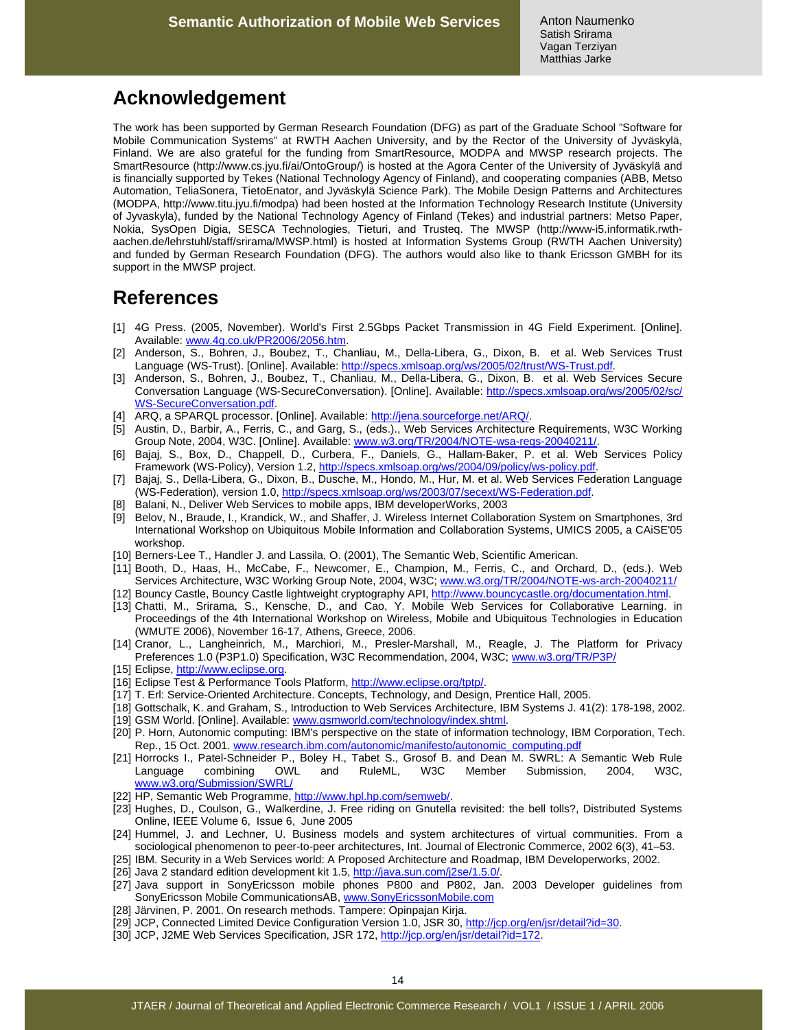## Acknowledgement

The work has been supported by German Research Foundation (DFG) as part of the Graduate School "Software for Mobile Communication Systems" at RWTH Aachen University, and by the Rector of the University of Jyväskylä, Finland. We are also grateful for the funding from SmartResource, MODPA and MWSP research projects. The SmartResource (http://www.cs.jyu.fi/ai/OntoGroup/) is hosted at the Agora Center of the University of Jyväskylä and is financially supported by Tekes (National Technology Agency of Finland), and cooperating companies (ABB, Metso Automation, TeliaSonera, TietoEnator, and Jyväskylä Science Park). The Mobile Design Patterns and Architectures (MODPA, http://www.titu.jyu.fi/modpa) had been hosted at the Information Technology Research Institute (University of Jyvaskyla), funded by the National Technology Agency of Finland (Tekes) and industrial partners: Metso Paper, Nokia, SysOpen Digia, SESCA Technologies, Tieturi, and Trusteq. The MWSP (http://www-i5.informatik.rwth-aachen.de/lehrstuhl/staff/srirama/MWSP.html) is hosted at Information Systems Group (RWTH Aachen University) and funded by German Research Foundation (DFG). The authors would also like to thank Ericsson GMBH for its support in the MWSP project.

## References

[1] 4G Press. (2005, November). World's First 2.5Gbps Packet Transmission in 4G Field Experiment. [Online]. Available: www.4g.co.uk/PR2006/2056.htm.

[2] Anderson, S., Bohren, J., Boubez, T., Chanliau, M., Della-Libera, G., Dixon, B. et al. Web Services Trust Language (WS-Trust). [Online]. Available: http://specs.xmlsoap.org/ws/2005/02/trust/WS-Trust.pdf.

[3] Anderson, S., Bohren, J., Boubez, T., Chanliau, M., Della-Libera, G., Dixon, B. et al. Web Services Secure Conversation Language (WS-SecureConversation). [Online]. Available: http://specs.xmlsoap.org/ws/2005/02/sc/WS-SecureConversation.pdf.

[4] ARQ, a SPARQL processor. [Online]. Available: http://jena.sourceforge.net/ARQ/.

[5] Austin, D., Barbir, A., Ferris, C., and Garg, S., (eds.)., Web Services Architecture Requirements, W3C Working Group Note, 2004, W3C. [Online]. Available: www.w3.org/TR/2004/NOTE-wsa-reqs-20040211/.

[6] Bajaj, S., Box, D., Chappell, D., Curbera, F., Daniels, G., Hallam-Baker, P. et al. Web Services Policy Framework (WS-Policy), Version 1.2, http://specs.xmlsoap.org/ws/2004/09/policy/ws-policy.pdf.

[7] Bajaj, S., Della-Libera, G., Dixon, B., Dusche, M., Hondo, M., Hur, M. et al. Web Services Federation Language (WS-Federation), version 1.0, http://specs.xmlsoap.org/ws/2003/07/secext/WS-Federation.pdf.

[8] Balani, N., Deliver Web Services to mobile apps, IBM developerWorks, 2003

[9] Belov, N., Braude, I., Krandick, W., and Shaffer, J. Wireless Internet Collaboration System on Smartphones, 3rd International Workshop on Ubiquitous Mobile Information and Collaboration Systems, UMICS 2005, a CAiSE'05 workshop.

[10] Berners-Lee T., Handler J. and Lassila, O. (2001), The Semantic Web, Scientific American.

[11] Booth, D., Haas, H., McCabe, F., Newcomer, E., Champion, M., Ferris, C., and Orchard, D., (eds.). Web Services Architecture, W3C Working Group Note, 2004, W3C; www.w3.org/TR/2004/NOTE-ws-arch-20040211/

[12] Bouncy Castle, Bouncy Castle lightweight cryptography API, http://www.bouncycastle.org/documentation.html.

[13] Chatti, M., Srirama, S., Kensche, D., and Cao, Y. Mobile Web Services for Collaborative Learning. in Proceedings of the 4th International Workshop on Wireless, Mobile and Ubiquitous Technologies in Education (WMUTE 2006), November 16-17, Athens, Greece, 2006.

[14] Cranor, L., Langheinrich, M., Marchiori, M., Presler-Marshall, M., Reagle, J. The Platform for Privacy Preferences 1.0 (P3P1.0) Specification, W3C Recommendation, 2004, W3C; www.w3.org/TR/P3P/

[15] Eclipse, http://www.eclipse.org.

[16] Eclipse Test & Performance Tools Platform, http://www.eclipse.org/tptp/.

[17] T. Erl: Service-Oriented Architecture. Concepts, Technology, and Design, Prentice Hall, 2005.

[18] Gottschalk, K. and Graham, S., Introduction to Web Services Architecture, IBM Systems J. 41(2): 178-198, 2002.

[19] GSM World. [Online]. Available: www.gsmworld.com/technology/index.shtml.

[20] P. Horn, Autonomic computing: IBM's perspective on the state of information technology, IBM Corporation, Tech. Rep., 15 Oct. 2001. www.research.ibm.com/autonomic/manifesto/autonomic_computing.pdf

[21] Horrocks I., Patel-Schneider P., Boley H., Tabet S., Grosof B. and Dean M. SWRL: A Semantic Web Rule Language combining OWL and RuleML, W3C Member Submission, 2004, W3C, www.w3.org/Submission/SWRL/

[22] HP, Semantic Web Programme, http://www.hpl.hp.com/semweb/.

[23] Hughes, D., Coulson, G., Walkerdine, J. Free riding on Gnutella revisited: the bell tolls?, Distributed Systems Online, IEEE Volume 6, Issue 6, June 2005

[24] Hummel, J. and Lechner, U. Business models and system architectures of virtual communities. From a sociological phenomenon to peer-to-peer architectures, Int. Journal of Electronic Commerce, 2002 6(3), 41–53.

[25] IBM. Security in a Web Services world: A Proposed Architecture and Roadmap, IBM Developerworks, 2002.

[26] Java 2 standard edition development kit 1.5, http://java.sun.com/j2se/1.5.0/.

[27] Java support in SonyEricsson mobile phones P800 and P802, Jan. 2003 Developer guidelines from SonyEricsson Mobile CommunicationsAB, www.SonyEricssonMobile.com

[28] Järvinen, P. 2001. On research methods. Tampere: Opinpajan Kirja.

[29] JCP, Connected Limited Device Configuration Version 1.0, JSR 30, http://jcp.org/en/jsr/detail?id=30.

[30] JCP, J2ME Web Services Specification, JSR 172, http://jcp.org/en/jsr/detail?id=172.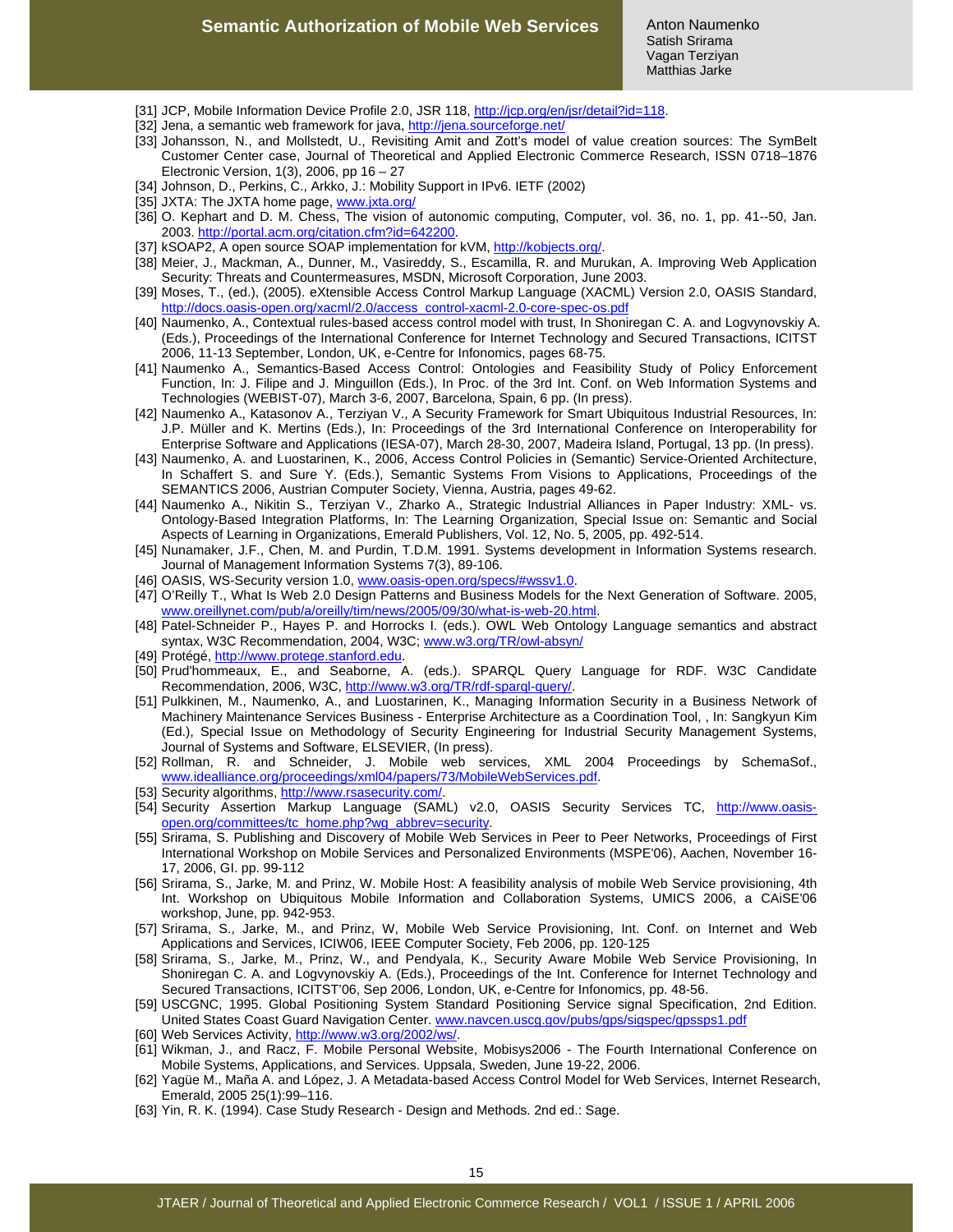[31] JCP, Mobile Information Device Profile 2.0, JSR 118, http://jcp.org/en/jsr/detail?id=118.

[32] Jena, a semantic web framework for java, http://jena.sourceforge.net/

[33] Johansson, N., and Mollstedt, U., Revisiting Amit and Zott's model of value creation sources: The SymBelt Customer Center case, Journal of Theoretical and Applied Electronic Commerce Research, ISSN 0718–1876 Electronic Version, 1(3), 2006, pp 16 – 27

[34] Johnson, D., Perkins, C., Arkko, J.: Mobility Support in IPv6. IETF (2002)

[35] JXTA: The JXTA home page, www.jxta.org/

[36] O. Kephart and D. M. Chess, The vision of autonomic computing, Computer, vol. 36, no. 1, pp. 41--50, Jan. 2003. http://portal.acm.org/citation.cfm?id=642200.

[37] kSOAP2, A open source SOAP implementation for kVM, http://kobjects.org/.

[38] Meier, J., Mackman, A., Dunner, M., Vasireddy, S., Escamilla, R. and Murukan, A. Improving Web Application Security: Threats and Countermeasures, MSDN, Microsoft Corporation, June 2003.

[39] Moses, T., (ed.), (2005). eXtensible Access Control Markup Language (XACML) Version 2.0, OASIS Standard, http://docs.oasis-open.org/xacml/2.0/access_control-xacml-2.0-core-spec-os.pdf

[40] Naumenko, A., Contextual rules-based access control model with trust, In Shoniregan C. A. and Logvynovskiy A. (Eds.), Proceedings of the International Conference for Internet Technology and Secured Transactions, ICITST 2006, 11-13 September, London, UK, e-Centre for Infonomics, pages 68-75.

[41] Naumenko A., Semantics-Based Access Control: Ontologies and Feasibility Study of Policy Enforcement Function, In: J. Filipe and J. Minguillon (Eds.), In Proc. of the 3rd Int. Conf. on Web Information Systems and Technologies (WEBIST-07), March 3-6, 2007, Barcelona, Spain, 6 pp. (In press).

[42] Naumenko A., Katasonov A., Terziyan V., A Security Framework for Smart Ubiquitous Industrial Resources, In: J.P. Müller and K. Mertins (Eds.), In: Proceedings of the 3rd International Conference on Interoperability for Enterprise Software and Applications (IESA-07), March 28-30, 2007, Madeira Island, Portugal, 13 pp. (In press).

[43] Naumenko, A. and Luostarinen, K., 2006, Access Control Policies in (Semantic) Service-Oriented Architecture, In Schaffert S. and Sure Y. (Eds.), Semantic Systems From Visions to Applications, Proceedings of the SEMANTICS 2006, Austrian Computer Society, Vienna, Austria, pages 49-62.

[44] Naumenko A., Nikitin S., Terziyan V., Zharko A., Strategic Industrial Alliances in Paper Industry: XML- vs. Ontology-Based Integration Platforms, In: The Learning Organization, Special Issue on: Semantic and Social Aspects of Learning in Organizations, Emerald Publishers, Vol. 12, No. 5, 2005, pp. 492-514.

[45] Nunamaker, J.F., Chen, M. and Purdin, T.D.M. 1991. Systems development in Information Systems research. Journal of Management Information Systems 7(3), 89-106.

[46] OASIS, WS-Security version 1.0, www.oasis-open.org/specs/#wssv1.0.

[47] O'Reilly T., What Is Web 2.0 Design Patterns and Business Models for the Next Generation of Software. 2005, www.oreillynet.com/pub/a/oreilly/tim/news/2005/09/30/what-is-web-20.html.

[48] Patel-Schneider P., Hayes P. and Horrocks I. (eds.). OWL Web Ontology Language semantics and abstract syntax, W3C Recommendation, 2004, W3C; www.w3.org/TR/owl-absyn/

[49] Protégé, http://www.protege.stanford.edu.

[50] Prud'hommeaux, E., and Seaborne, A. (eds.). SPARQL Query Language for RDF. W3C Candidate Recommendation, 2006, W3C, http://www.w3.org/TR/rdf-sparql-query/.

[51] Pulkkinen, M., Naumenko, A., and Luostarinen, K., Managing Information Security in a Business Network of Machinery Maintenance Services Business - Enterprise Architecture as a Coordination Tool, , In: Sangkyun Kim (Ed.), Special Issue on Methodology of Security Engineering for Industrial Security Management Systems, Journal of Systems and Software, ELSEVIER, (In press).

[52] Rollman, R. and Schneider, J. Mobile web services, XML 2004 Proceedings by SchemaSof., www.idealliance.org/proceedings/xml04/papers/73/MobileWebServices.pdf.

[53] Security algorithms, http://www.rsasecurity.com/.

[54] Security Assertion Markup Language (SAML) v2.0, OASIS Security Services TC, http://www.oasis-open.org/committees/tc_home.php?wg_abbrev=security.

[55] Srirama, S. Publishing and Discovery of Mobile Web Services in Peer to Peer Networks, Proceedings of First International Workshop on Mobile Services and Personalized Environments (MSPE'06), Aachen, November 16-17, 2006, GI. pp. 99-112

[56] Srirama, S., Jarke, M. and Prinz, W. Mobile Host: A feasibility analysis of mobile Web Service provisioning, 4th Int. Workshop on Ubiquitous Mobile Information and Collaboration Systems, UMICS 2006, a CAiSE'06 workshop, June, pp. 942-953.

[57] Srirama, S., Jarke, M., and Prinz, W, Mobile Web Service Provisioning, Int. Conf. on Internet and Web Applications and Services, ICIW06, IEEE Computer Society, Feb 2006, pp. 120-125

[58] Srirama, S., Jarke, M., Prinz, W., and Pendyala, K., Security Aware Mobile Web Service Provisioning, In Shoniregan C. A. and Logvynovskiy A. (Eds.), Proceedings of the Int. Conference for Internet Technology and Secured Transactions, ICITST'06, Sep 2006, London, UK, e-Centre for Infonomics, pp. 48-56.

[59] USCGNC, 1995. Global Positioning System Standard Positioning Service signal Specification, 2nd Edition. United States Coast Guard Navigation Center. www.navcen.uscg.gov/pubs/gps/sigspec/gpssps1.pdf

[60] Web Services Activity, http://www.w3.org/2002/ws/.

[61] Wikman, J., and Racz, F. Mobile Personal Website, Mobisys2006 - The Fourth International Conference on Mobile Systems, Applications, and Services. Uppsala, Sweden, June 19-22, 2006.

[62] Yagüe M., Maña A. and López, J. A Metadata-based Access Control Model for Web Services, Internet Research, Emerald, 2005 25(1):99–116.

[63] Yin, R. K. (1994). Case Study Research - Design and Methods. 2nd ed.: Sage.